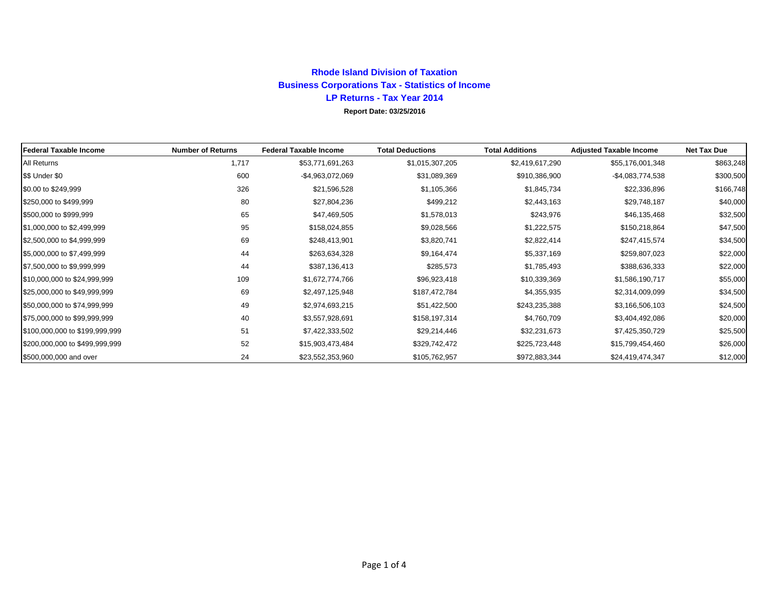# Rhode Island Division of Taxation

## Business Corporations Tax - Statistics of Income

## LP Returns - Tax Year 2014

**Report Date: 03/25/2016**

| Federal Taxable Income | Number of Returns | Federal Taxable Income | Total Deductions | Total Additions | Adjusted Taxable Income | Net Tax Due |
|---|---|---|---|---|---|---|
| All Returns | 1,717 | $53,771,691,263 | $1,015,307,205 | $2,419,617,290 | $55,176,001,348 | $863,248 |
| $$ Under $0 | 600 | -$4,963,072,069 | $31,089,369 | $910,386,900 | -$4,083,774,538 | $300,500 |
| $0.00 to $249,999 | 326 | $21,596,528 | $1,105,366 | $1,845,734 | $22,336,896 | $166,748 |
| $250,000 to $499,999 | 80 | $27,804,236 | $499,212 | $2,443,163 | $29,748,187 | $40,000 |
| $500,000 to $999,999 | 65 | $47,469,505 | $1,578,013 | $243,976 | $46,135,468 | $32,500 |
| $1,000,000 to $2,499,999 | 95 | $158,024,855 | $9,028,566 | $1,222,575 | $150,218,864 | $47,500 |
| $2,500,000 to $4,999,999 | 69 | $248,413,901 | $3,820,741 | $2,822,414 | $247,415,574 | $34,500 |
| $5,000,000 to $7,499,999 | 44 | $263,634,328 | $9,164,474 | $5,337,169 | $259,807,023 | $22,000 |
| $7,500,000 to $9,999,999 | 44 | $387,136,413 | $285,573 | $1,785,493 | $388,636,333 | $22,000 |
| $10,000,000 to $24,999,999 | 109 | $1,672,774,766 | $96,923,418 | $10,339,369 | $1,586,190,717 | $55,000 |
| $25,000,000 to $49,999,999 | 69 | $2,497,125,948 | $187,472,784 | $4,355,935 | $2,314,009,099 | $34,500 |
| $50,000,000 to $74,999,999 | 49 | $2,974,693,215 | $51,422,500 | $243,235,388 | $3,166,506,103 | $24,500 |
| $75,000,000 to $99,999,999 | 40 | $3,557,928,691 | $158,197,314 | $4,760,709 | $3,404,492,086 | $20,000 |
| $100,000,000 to $199,999,999 | 51 | $7,422,333,502 | $29,214,446 | $32,231,673 | $7,425,350,729 | $25,500 |
| $200,000,000 to $499,999,999 | 52 | $15,903,473,484 | $329,742,472 | $225,723,448 | $15,799,454,460 | $26,000 |
| $500,000,000 and over | 24 | $23,552,353,960 | $105,762,957 | $972,883,344 | $24,419,474,347 | $12,000 |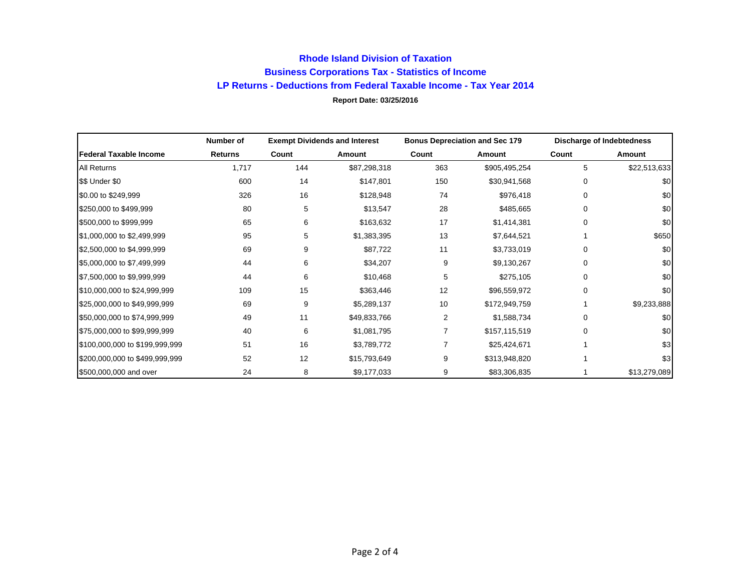# Rhode Island Division of Taxation

## Business Corporations Tax - Statistics of Income

## LP Returns - Deductions from Federal Taxable Income - Tax Year 2014

**Report Date: 03/25/2016**

| | Number of | Exempt Dividends and Interest | | Bonus Depreciation and Sec 179 | | Discharge of Indebtedness | |
|---|---|---|---|---|---|---|---|
| **Federal Taxable Income** | **Returns** | **Count** | **Amount** | **Count** | **Amount** | **Count** | **Amount** |
| All Returns | 1,717 | 144 | $87,298,318 | 363 | $905,495,254 | 5 | $22,513,633 |
| $$ Under $0 | 600 | 14 | $147,801 | 150 | $30,941,568 | 0 | $0 |
| $0.00 to $249,999 | 326 | 16 | $128,948 | 74 | $976,418 | 0 | $0 |
| $250,000 to $499,999 | 80 | 5 | $13,547 | 28 | $485,665 | 0 | $0 |
| $500,000 to $999,999 | 65 | 6 | $163,632 | 17 | $1,414,381 | 0 | $0 |
| $1,000,000 to $2,499,999 | 95 | 5 | $1,383,395 | 13 | $7,644,521 | 1 | $650 |
| $2,500,000 to $4,999,999 | 69 | 9 | $87,722 | 11 | $3,733,019 | 0 | $0 |
| $5,000,000 to $7,499,999 | 44 | 6 | $34,207 | 9 | $9,130,267 | 0 | $0 |
| $7,500,000 to $9,999,999 | 44 | 6 | $10,468 | 5 | $275,105 | 0 | $0 |
| $10,000,000 to $24,999,999 | 109 | 15 | $363,446 | 12 | $96,559,972 | 0 | $0 |
| $25,000,000 to $49,999,999 | 69 | 9 | $5,289,137 | 10 | $172,949,759 | 1 | $9,233,888 |
| $50,000,000 to $74,999,999 | 49 | 11 | $49,833,766 | 2 | $1,588,734 | 0 | $0 |
| $75,000,000 to $99,999,999 | 40 | 6 | $1,081,795 | 7 | $157,115,519 | 0 | $0 |
| $100,000,000 to $199,999,999 | 51 | 16 | $3,789,772 | 7 | $25,424,671 | 1 | $3 |
| $200,000,000 to $499,999,999 | 52 | 12 | $15,793,649 | 9 | $313,948,820 | 1 | $3 |
| $500,000,000 and over | 24 | 8 | $9,177,033 | 9 | $83,306,835 | 1 | $13,279,089 |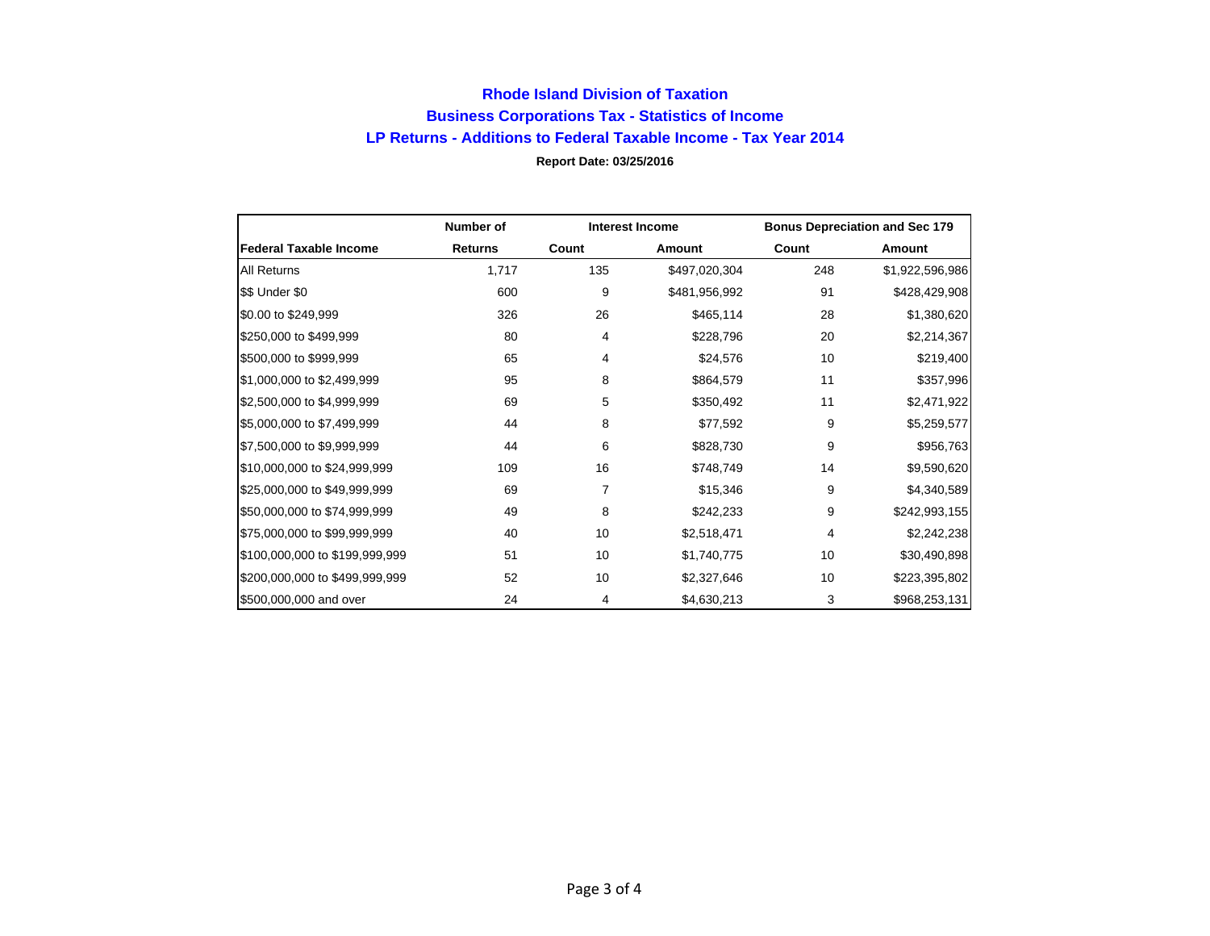## Rhode Island Division of Taxation

## Business Corporations Tax - Statistics of Income

## LP Returns - Additions to Federal Taxable Income - Tax Year 2014

**Report Date: 03/25/2016**

| | Number of | Interest Income | | Bonus Depreciation and Sec 179 | |
|---|---|---|---|---|---|
| **Federal Taxable Income** | **Returns** | **Count** | **Amount** | **Count** | **Amount** |
| All Returns | 1,717 | 135 | $497,020,304 | 248 | $1,922,596,986 |
| $$ Under $0 | 600 | 9 | $481,956,992 | 91 | $428,429,908 |
| $0.00 to $249,999 | 326 | 26 | $465,114 | 28 | $1,380,620 |
| $250,000 to $499,999 | 80 | 4 | $228,796 | 20 | $2,214,367 |
| $500,000 to $999,999 | 65 | 4 | $24,576 | 10 | $219,400 |
| $1,000,000 to $2,499,999 | 95 | 8 | $864,579 | 11 | $357,996 |
| $2,500,000 to $4,999,999 | 69 | 5 | $350,492 | 11 | $2,471,922 |
| $5,000,000 to $7,499,999 | 44 | 8 | $77,592 | 9 | $5,259,577 |
| $7,500,000 to $9,999,999 | 44 | 6 | $828,730 | 9 | $956,763 |
| $10,000,000 to $24,999,999 | 109 | 16 | $748,749 | 14 | $9,590,620 |
| $25,000,000 to $49,999,999 | 69 | 7 | $15,346 | 9 | $4,340,589 |
| $50,000,000 to $74,999,999 | 49 | 8 | $242,233 | 9 | $242,993,155 |
| $75,000,000 to $99,999,999 | 40 | 10 | $2,518,471 | 4 | $2,242,238 |
| $100,000,000 to $199,999,999 | 51 | 10 | $1,740,775 | 10 | $30,490,898 |
| $200,000,000 to $499,999,999 | 52 | 10 | $2,327,646 | 10 | $223,395,802 |
| $500,000,000 and over | 24 | 4 | $4,630,213 | 3 | $968,253,131 |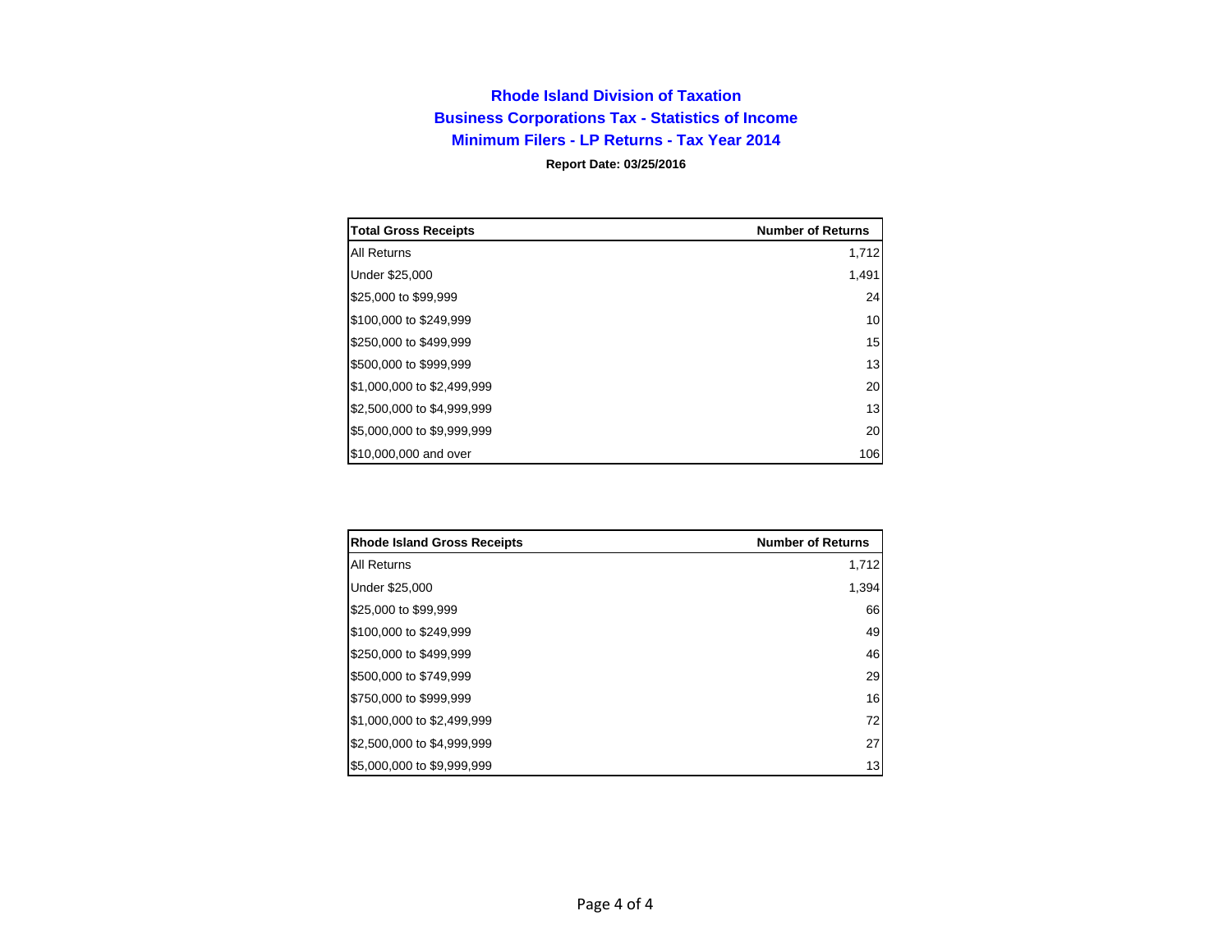# Rhode Island Division of Taxation

## Business Corporations Tax - Statistics of Income

## Minimum Filers - LP Returns - Tax Year 2014

**Report Date: 03/25/2016**

| Total Gross Receipts | Number of Returns |
|---|---|
| All Returns | 1,712 |
| Under $25,000 | 1,491 |
| $25,000 to $99,999 | 24 |
| $100,000 to $249,999 | 10 |
| $250,000 to $499,999 | 15 |
| $500,000 to $999,999 | 13 |
| $1,000,000 to $2,499,999 | 20 |
| $2,500,000 to $4,999,999 | 13 |
| $5,000,000 to $9,999,999 | 20 |
| $10,000,000 and over | 106 |

| Rhode Island Gross Receipts | Number of Returns |
|---|---|
| All Returns | 1,712 |
| Under $25,000 | 1,394 |
| $25,000 to $99,999 | 66 |
| $100,000 to $249,999 | 49 |
| $250,000 to $499,999 | 46 |
| $500,000 to $749,999 | 29 |
| $750,000 to $999,999 | 16 |
| $1,000,000 to $2,499,999 | 72 |
| $2,500,000 to $4,999,999 | 27 |
| $5,000,000 to $9,999,999 | 13 |